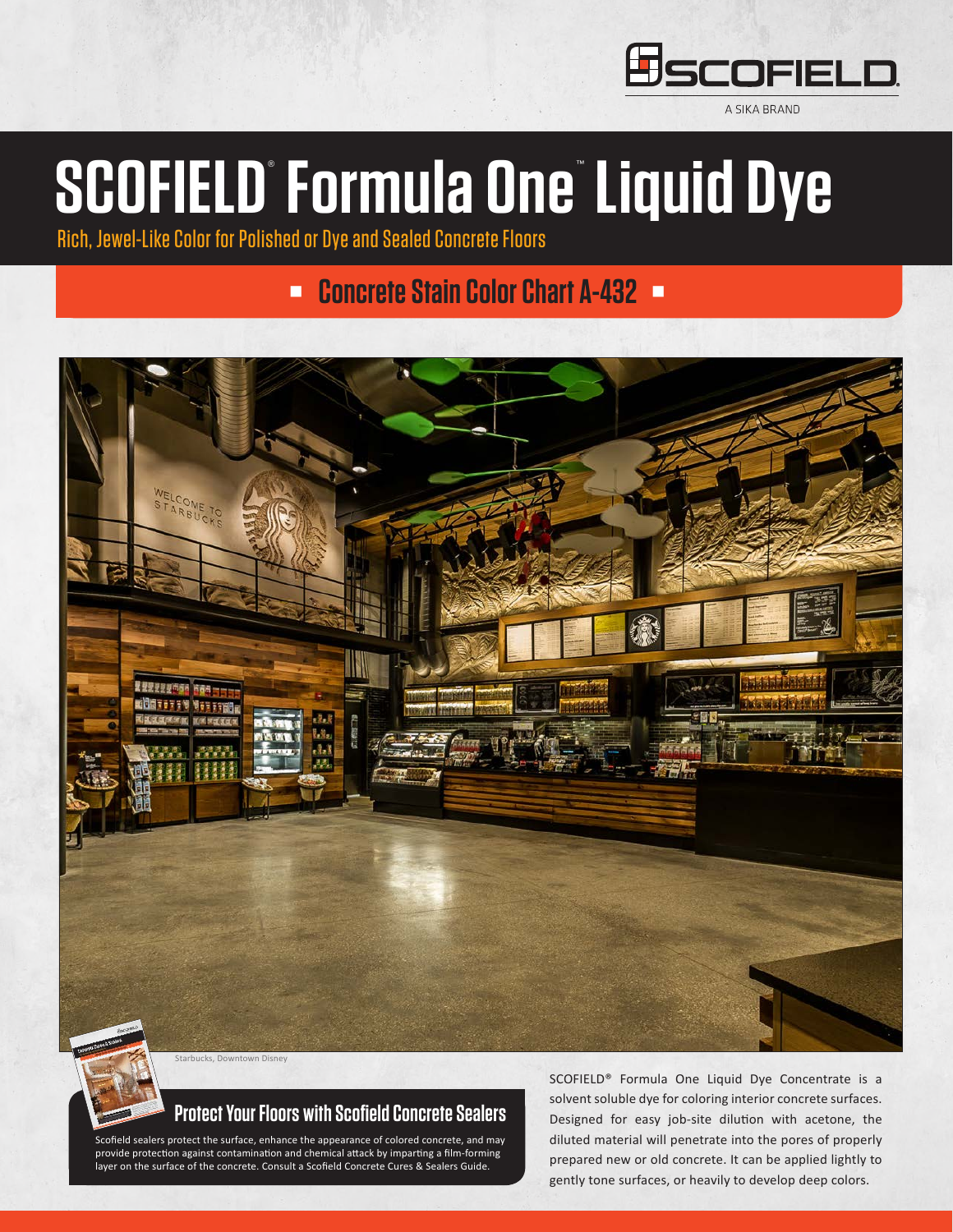SCOFIELD
A SIKA BRAND

# SCOFIELD® Formula One™ Liquid Dye

Rich, Jewel-Like Color for Polished or Dye and Sealed Concrete Floors

## Concrete Stain Color Chart A-432

Starbucks, Downtown Disney

### Protect Your Floors with Scofield Concrete Sealers

Scofield sealers protect the surface, enhance the appearance of colored concrete, and may provide protection against contamination and chemical attack by imparting a film-forming layer on the surface of the concrete. Consult a Scofield Concrete Cures & Sealers Guide.

SCOFIELD® Formula One Liquid Dye Concentrate is a solvent soluble dye for coloring interior concrete surfaces. Designed for easy job-site dilution with acetone, the diluted material will penetrate into the pores of properly prepared new or old concrete. It can be applied lightly to gently tone surfaces, or heavily to develop deep colors.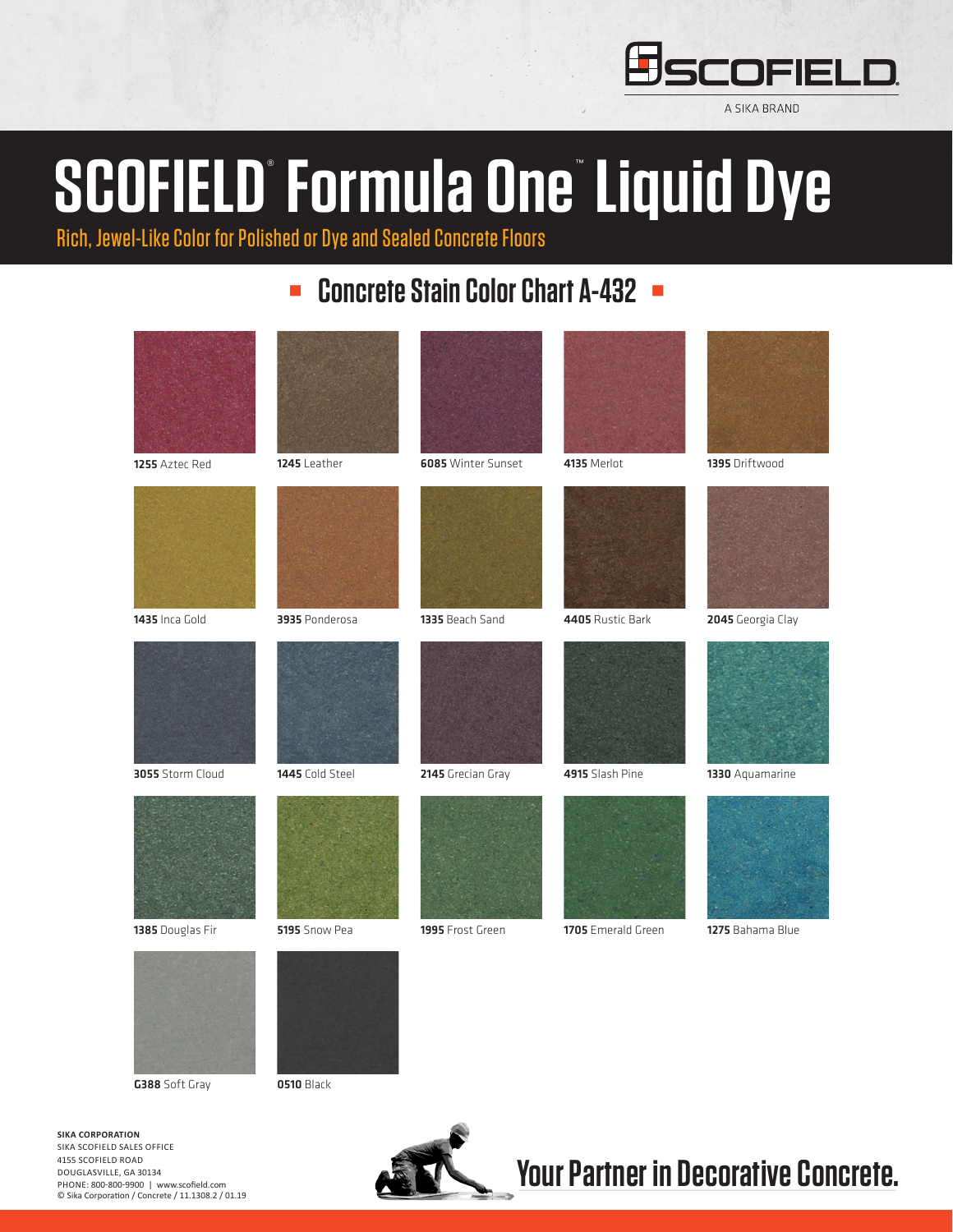SCOFIELD

A SIKA BRAND

# SCOFIELD® Formula One™ Liquid Dye

Rich, Jewel-Like Color for Polished or Dye and Sealed Concrete Floors

## Concrete Stain Color Chart A-432

**1255** Aztec Red

**1245** Leather

**6085** Winter Sunset

**4135** Merlot

**1395** Driftwood

**1435** Inca Gold

**3935** Ponderosa

**1335** Beach Sand

**4405** Rustic Bark

**2045** Georgia Clay

**3055** Storm Cloud

**1445** Cold Steel

**2145** Grecian Gray

**4915** Slash Pine

**1330** Aquamarine

**1385** Douglas Fir

**5195** Snow Pea

**1995** Frost Green

**1705** Emerald Green

**1275** Bahama Blue

**G388** Soft Gray

**0510** Black

**SIKA CORPORATION**
SIKA SCOFIELD SALES OFFICE
4155 SCOFIELD ROAD
DOUGLASVILLE, GA 30134
PHONE: 800-800-9900 | www.scofield.com
© Sika Corporation / Concrete / 11.1308.2 / 01.19

**Your Partner in Decorative Concrete.**